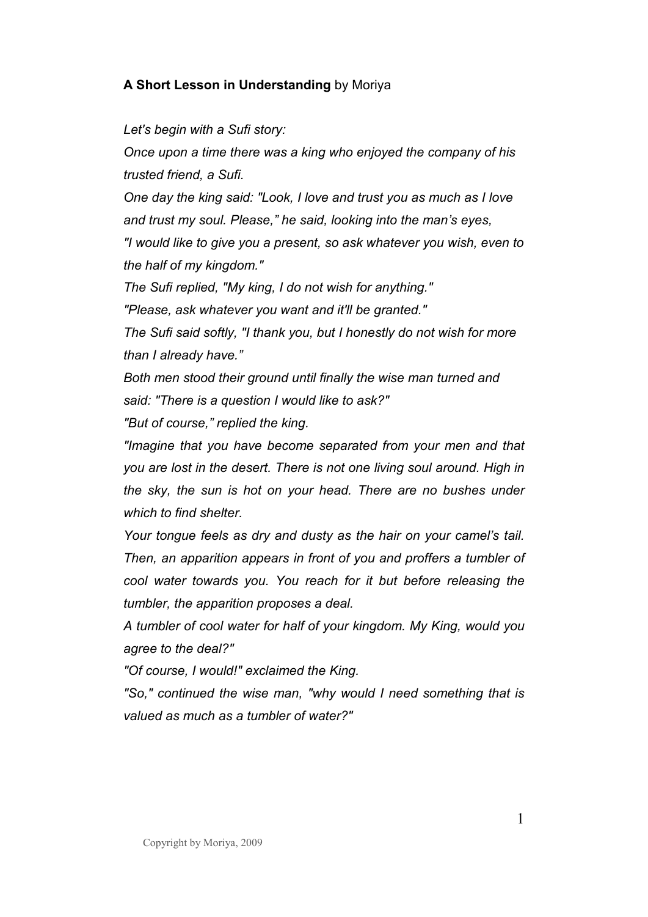**A Short Lesson in Understanding** by Moriya

*Let's begin with a Sufi story:*

*Once upon a time there was a king who enjoyed the company of his trusted friend, a Sufi.*

*One day the king said: "Look, I love and trust you as much as I love and trust my soul. Please," he said, looking into the man's eyes, "I would like to give you a present, so ask whatever you wish, even to the half of my kingdom."*

*The Sufi replied, "My king, I do not wish for anything."*

*"Please, ask whatever you want and it'll be granted."*

*The Sufi said softly, "I thank you, but I honestly do not wish for more than I already have."*

*Both men stood their ground until finally the wise man turned and said: "There is a question I would like to ask?"*

*"But of course," replied the king.*

*"Imagine that you have become separated from your men and that you are lost in the desert. There is not one living soul around. High in the sky, the sun is hot on your head. There are no bushes under which to find shelter.*

*Your tongue feels as dry and dusty as the hair on your camel's tail. Then, an apparition appears in front of you and proffers a tumbler of cool water towards you. You reach for it but before releasing the tumbler, the apparition proposes a deal.*

*A tumbler of cool water for half of your kingdom. My King, would you agree to the deal?"*

*"Of course, I would!" exclaimed the King.*

*"So," continued the wise man, "why would I need something that is valued as much as a tumbler of water?"*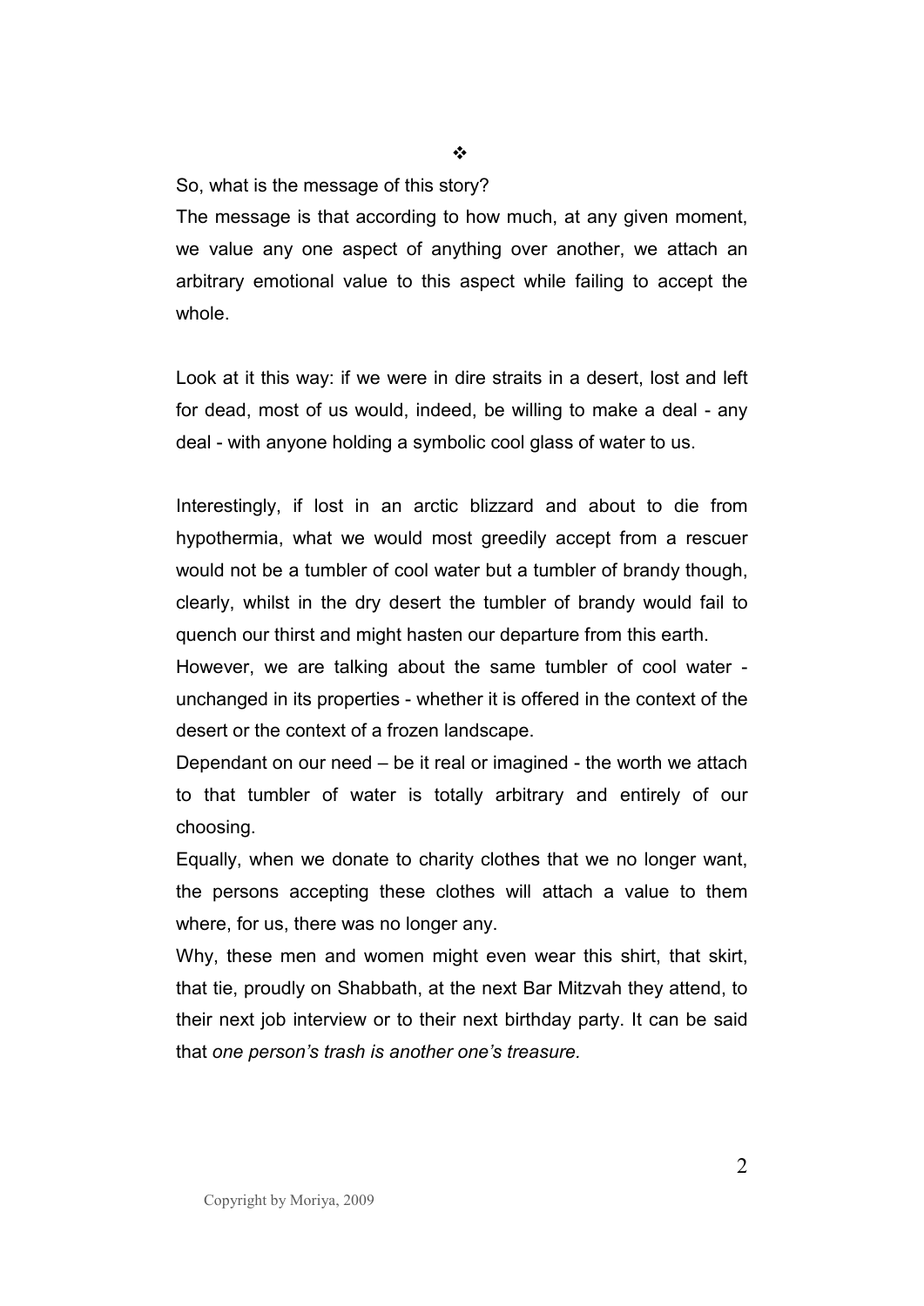❖

So, what is the message of this story?

The message is that according to how much, at any given moment, we value any one aspect of anything over another, we attach an arbitrary emotional value to this aspect while failing to accept the whole.

Look at it this way: if we were in dire straits in a desert, lost and left for dead, most of us would, indeed, be willing to make a deal - any deal - with anyone holding a symbolic cool glass of water to us.

Interestingly, if lost in an arctic blizzard and about to die from hypothermia, what we would most greedily accept from a rescuer would not be a tumbler of cool water but a tumbler of brandy though, clearly, whilst in the dry desert the tumbler of brandy would fail to quench our thirst and might hasten our departure from this earth.

However, we are talking about the same tumbler of cool water - unchanged in its properties - whether it is offered in the context of the desert or the context of a frozen landscape.

Dependant on our need – be it real or imagined - the worth we attach to that tumbler of water is totally arbitrary and entirely of our choosing.

Equally, when we donate to charity clothes that we no longer want, the persons accepting these clothes will attach a value to them where, for us, there was no longer any.

Why, these men and women might even wear this shirt, that skirt, that tie, proudly on Shabbath, at the next Bar Mitzvah they attend, to their next job interview or to their next birthday party. It can be said that *one person's trash is another one's treasure.*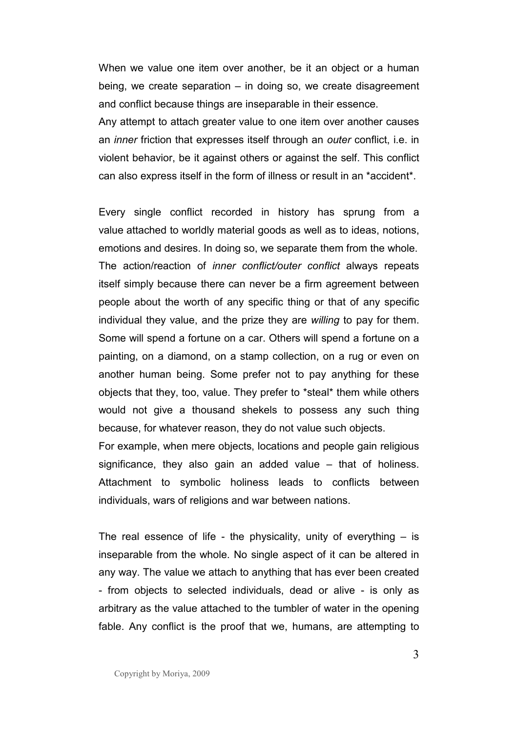When we value one item over another, be it an object or a human being, we create separation – in doing so, we create disagreement and conflict because things are inseparable in their essence.
Any attempt to attach greater value to one item over another causes an *inner* friction that expresses itself through an *outer* conflict, i.e. in violent behavior, be it against others or against the self. This conflict can also express itself in the form of illness or result in an *accident*.

Every single conflict recorded in history has sprung from a value attached to worldly material goods as well as to ideas, notions, emotions and desires. In doing so, we separate them from the whole. The action/reaction of *inner conflict/outer conflict* always repeats itself simply because there can never be a firm agreement between people about the worth of any specific thing or that of any specific individual they value, and the prize they are *willing* to pay for them. Some will spend a fortune on a car. Others will spend a fortune on a painting, on a diamond, on a stamp collection, on a rug or even on another human being. Some prefer not to pay anything for these objects that they, too, value. They prefer to *steal* them while others would not give a thousand shekels to possess any such thing because, for whatever reason, they do not value such objects.
For example, when mere objects, locations and people gain religious significance, they also gain an added value – that of holiness. Attachment to symbolic holiness leads to conflicts between individuals, wars of religions and war between nations.

The real essence of life - the physicality, unity of everything – is inseparable from the whole. No single aspect of it can be altered in any way. The value we attach to anything that has ever been created - from objects to selected individuals, dead or alive - is only as arbitrary as the value attached to the tumbler of water in the opening fable. Any conflict is the proof that we, humans, are attempting to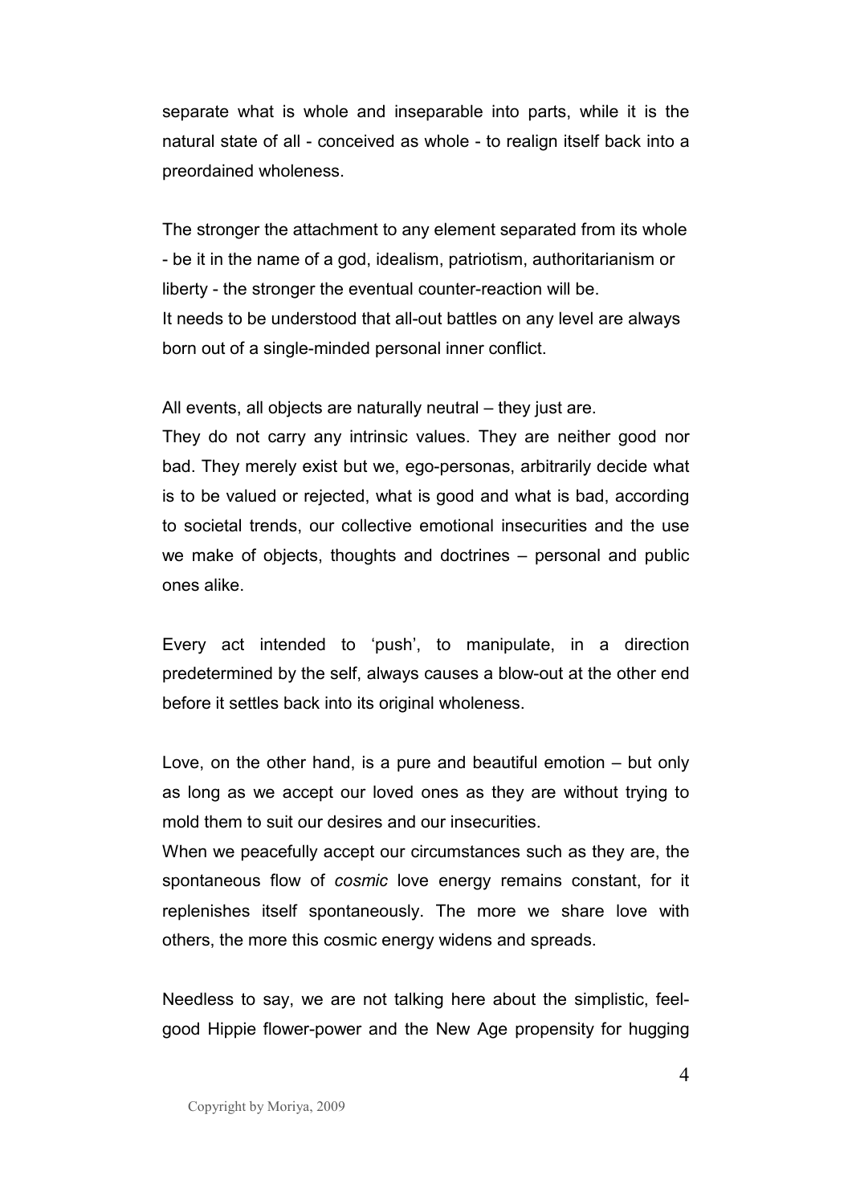separate what is whole and inseparable into parts, while it is the natural state of all - conceived as whole - to realign itself back into a preordained wholeness.

The stronger the attachment to any element separated from its whole - be it in the name of a god, idealism, patriotism, authoritarianism or liberty - the stronger the eventual counter-reaction will be.
It needs to be understood that all-out battles on any level are always born out of a single-minded personal inner conflict.

All events, all objects are naturally neutral – they just are.
They do not carry any intrinsic values. They are neither good nor bad. They merely exist but we, ego-personas, arbitrarily decide what is to be valued or rejected, what is good and what is bad, according to societal trends, our collective emotional insecurities and the use we make of objects, thoughts and doctrines – personal and public ones alike.

Every act intended to 'push', to manipulate, in a direction predetermined by the self, always causes a blow-out at the other end before it settles back into its original wholeness.

Love, on the other hand, is a pure and beautiful emotion – but only as long as we accept our loved ones as they are without trying to mold them to suit our desires and our insecurities.
When we peacefully accept our circumstances such as they are, the spontaneous flow of *cosmic* love energy remains constant, for it replenishes itself spontaneously. The more we share love with others, the more this cosmic energy widens and spreads.

Needless to say, we are not talking here about the simplistic, feel-good Hippie flower-power and the New Age propensity for hugging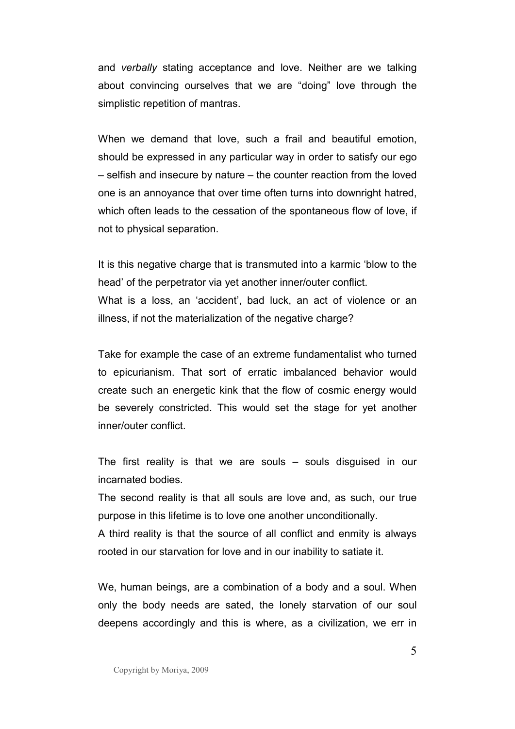and *verbally* stating acceptance and love. Neither are we talking about convincing ourselves that we are "doing" love through the simplistic repetition of mantras.

When we demand that love, such a frail and beautiful emotion, should be expressed in any particular way in order to satisfy our ego – selfish and insecure by nature – the counter reaction from the loved one is an annoyance that over time often turns into downright hatred, which often leads to the cessation of the spontaneous flow of love, if not to physical separation.

It is this negative charge that is transmuted into a karmic 'blow to the head' of the perpetrator via yet another inner/outer conflict.
What is a loss, an 'accident', bad luck, an act of violence or an illness, if not the materialization of the negative charge?

Take for example the case of an extreme fundamentalist who turned to epicurianism. That sort of erratic imbalanced behavior would create such an energetic kink that the flow of cosmic energy would be severely constricted. This would set the stage for yet another inner/outer conflict.

The first reality is that we are souls – souls disguised in our incarnated bodies.
The second reality is that all souls are love and, as such, our true purpose in this lifetime is to love one another unconditionally.
A third reality is that the source of all conflict and enmity is always rooted in our starvation for love and in our inability to satiate it.

We, human beings, are a combination of a body and a soul. When only the body needs are sated, the lonely starvation of our soul deepens accordingly and this is where, as a civilization, we err in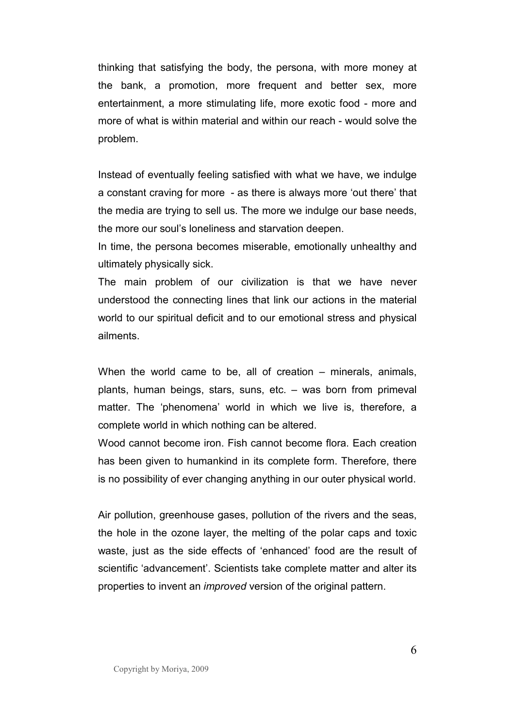thinking that satisfying the body, the persona, with more money at the bank, a promotion, more frequent and better sex, more entertainment, a more stimulating life, more exotic food - more and more of what is within material and within our reach - would solve the problem.

Instead of eventually feeling satisfied with what we have, we indulge a constant craving for more - as there is always more 'out there' that the media are trying to sell us. The more we indulge our base needs, the more our soul's loneliness and starvation deepen.

In time, the persona becomes miserable, emotionally unhealthy and ultimately physically sick.

The main problem of our civilization is that we have never understood the connecting lines that link our actions in the material world to our spiritual deficit and to our emotional stress and physical ailments.

When the world came to be, all of creation – minerals, animals, plants, human beings, stars, suns, etc. – was born from primeval matter. The 'phenomena' world in which we live is, therefore, a complete world in which nothing can be altered.

Wood cannot become iron. Fish cannot become flora. Each creation has been given to humankind in its complete form. Therefore, there is no possibility of ever changing anything in our outer physical world.

Air pollution, greenhouse gases, pollution of the rivers and the seas, the hole in the ozone layer, the melting of the polar caps and toxic waste, just as the side effects of 'enhanced' food are the result of scientific 'advancement'. Scientists take complete matter and alter its properties to invent an *improved* version of the original pattern.

Copyright by Moriya, 2009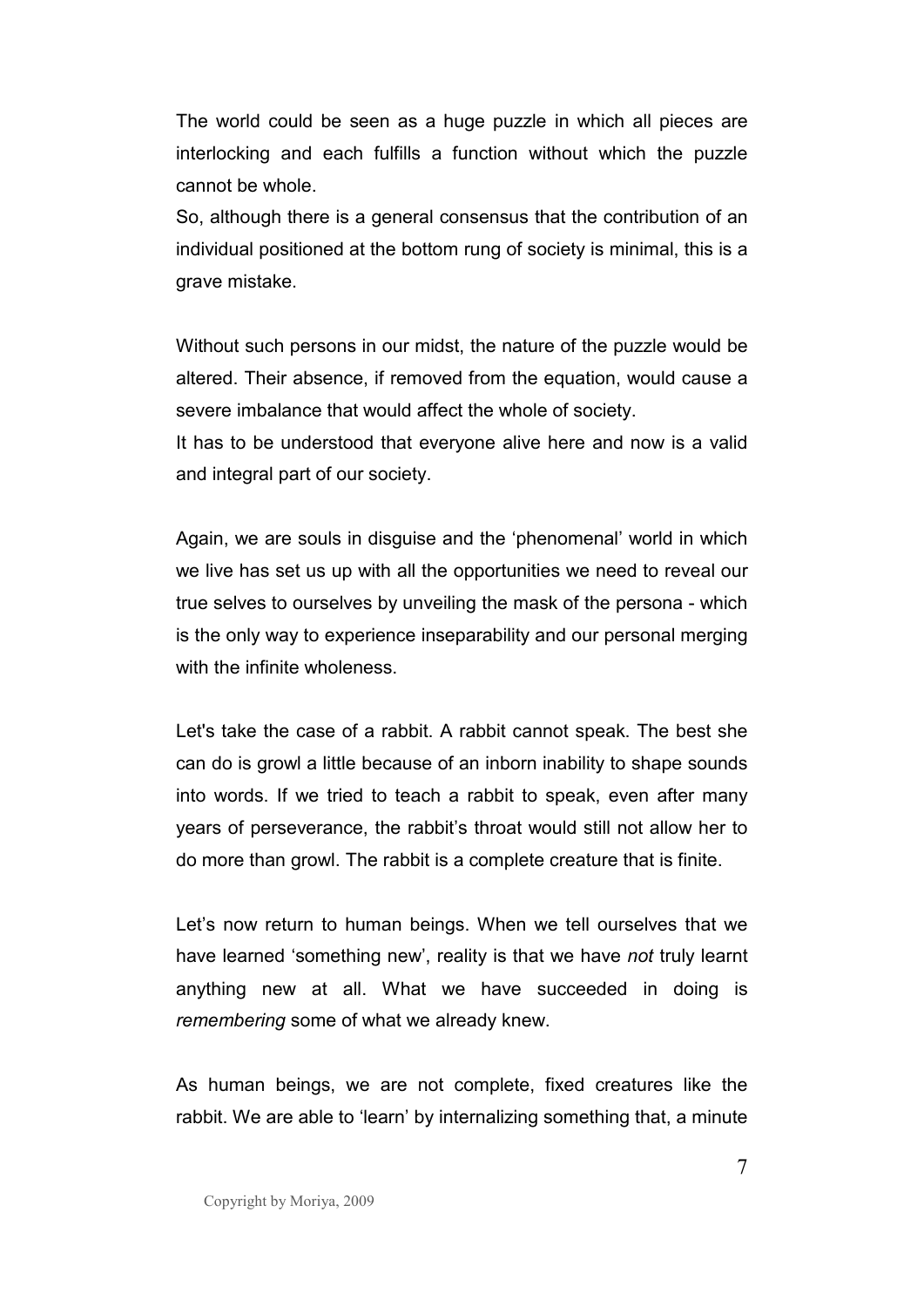The world could be seen as a huge puzzle in which all pieces are interlocking and each fulfills a function without which the puzzle cannot be whole.
So, although there is a general consensus that the contribution of an individual positioned at the bottom rung of society is minimal, this is a grave mistake.

Without such persons in our midst, the nature of the puzzle would be altered. Their absence, if removed from the equation, would cause a severe imbalance that would affect the whole of society.
It has to be understood that everyone alive here and now is a valid and integral part of our society.

Again, we are souls in disguise and the 'phenomenal' world in which we live has set us up with all the opportunities we need to reveal our true selves to ourselves by unveiling the mask of the persona - which is the only way to experience inseparability and our personal merging with the infinite wholeness.

Let's take the case of a rabbit. A rabbit cannot speak. The best she can do is growl a little because of an inborn inability to shape sounds into words. If we tried to teach a rabbit to speak, even after many years of perseverance, the rabbit's throat would still not allow her to do more than growl. The rabbit is a complete creature that is finite.

Let's now return to human beings. When we tell ourselves that we have learned 'something new', reality is that we have *not* truly learnt anything new at all. What we have succeeded in doing is *remembering* some of what we already knew.

As human beings, we are not complete, fixed creatures like the rabbit. We are able to 'learn' by internalizing something that, a minute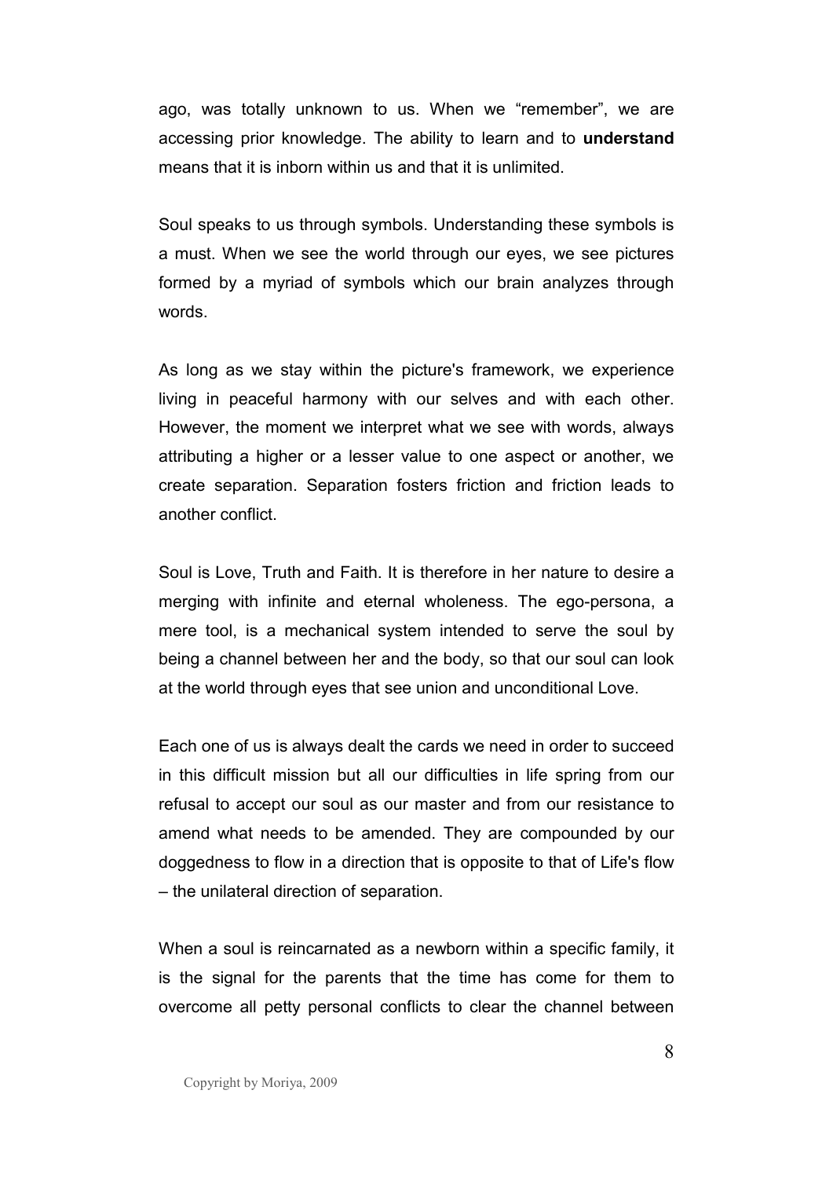ago, was totally unknown to us. When we “remember”, we are accessing prior knowledge. The ability to learn and to **understand** means that it is inborn within us and that it is unlimited.

Soul speaks to us through symbols. Understanding these symbols is a must. When we see the world through our eyes, we see pictures formed by a myriad of symbols which our brain analyzes through words.

As long as we stay within the picture's framework, we experience living in peaceful harmony with our selves and with each other. However, the moment we interpret what we see with words, always attributing a higher or a lesser value to one aspect or another, we create separation. Separation fosters friction and friction leads to another conflict.

Soul is Love, Truth and Faith. It is therefore in her nature to desire a merging with infinite and eternal wholeness. The ego-persona, a mere tool, is a mechanical system intended to serve the soul by being a channel between her and the body, so that our soul can look at the world through eyes that see union and unconditional Love.

Each one of us is always dealt the cards we need in order to succeed in this difficult mission but all our difficulties in life spring from our refusal to accept our soul as our master and from our resistance to amend what needs to be amended. They are compounded by our doggedness to flow in a direction that is opposite to that of Life's flow – the unilateral direction of separation.

When a soul is reincarnated as a newborn within a specific family, it is the signal for the parents that the time has come for them to overcome all petty personal conflicts to clear the channel between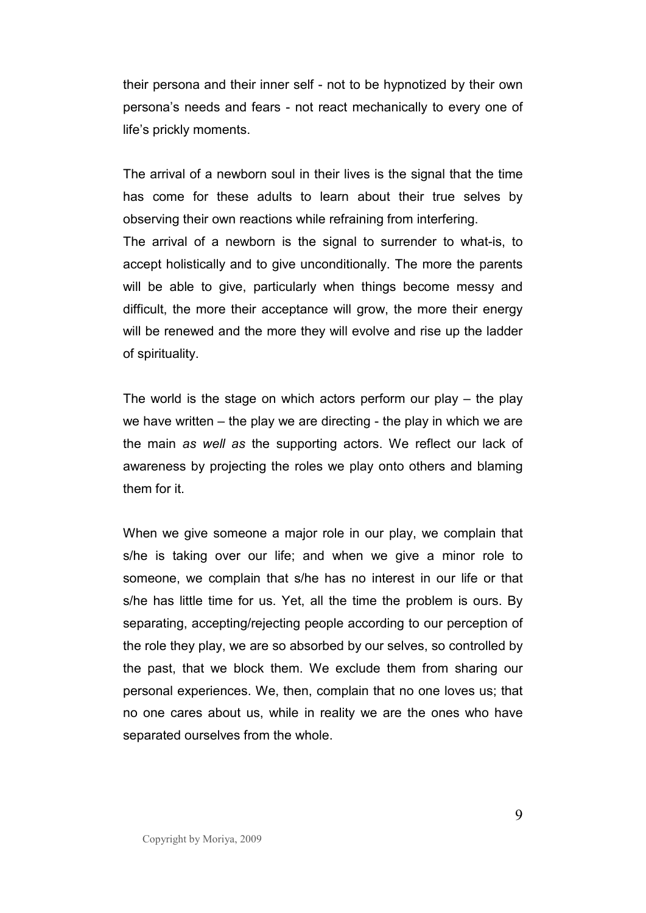their persona and their inner self - not to be hypnotized by their own persona's needs and fears - not react mechanically to every one of life's prickly moments.

The arrival of a newborn soul in their lives is the signal that the time has come for these adults to learn about their true selves by observing their own reactions while refraining from interfering.

The arrival of a newborn is the signal to surrender to what-is, to accept holistically and to give unconditionally. The more the parents will be able to give, particularly when things become messy and difficult, the more their acceptance will grow, the more their energy will be renewed and the more they will evolve and rise up the ladder of spirituality.

The world is the stage on which actors perform our play – the play we have written – the play we are directing - the play in which we are the main *as well as* the supporting actors. We reflect our lack of awareness by projecting the roles we play onto others and blaming them for it.

When we give someone a major role in our play, we complain that s/he is taking over our life; and when we give a minor role to someone, we complain that s/he has no interest in our life or that s/he has little time for us. Yet, all the time the problem is ours. By separating, accepting/rejecting people according to our perception of the role they play, we are so absorbed by our selves, so controlled by the past, that we block them. We exclude them from sharing our personal experiences. We, then, complain that no one loves us; that no one cares about us, while in reality we are the ones who have separated ourselves from the whole.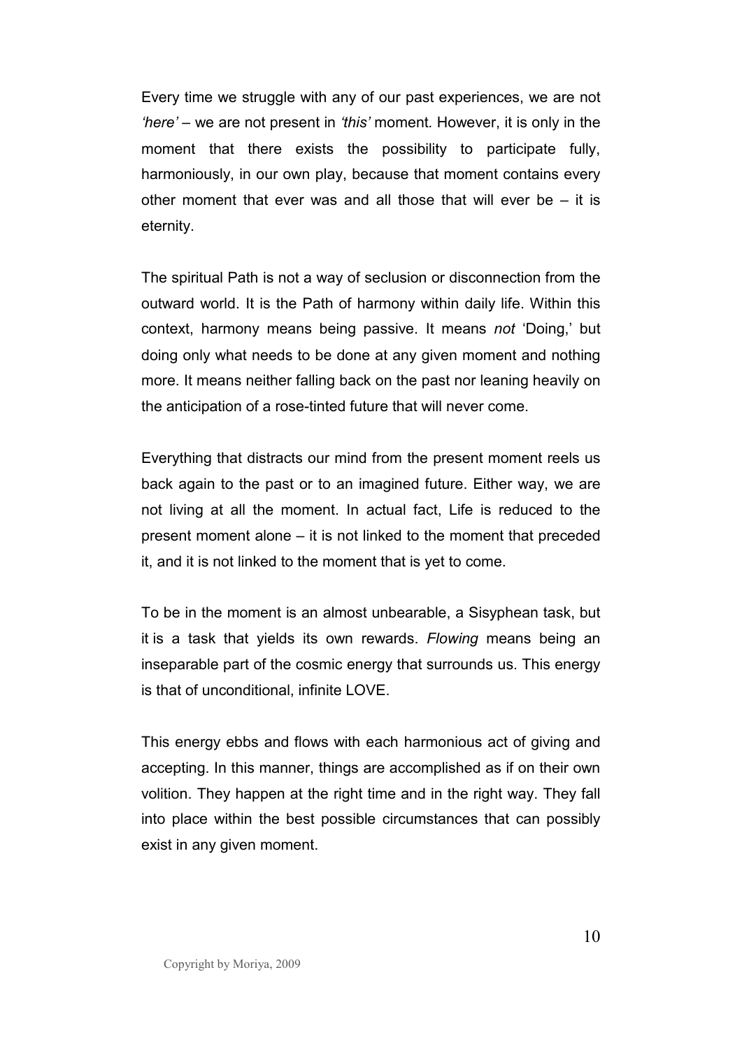Every time we struggle with any of our past experiences, we are not *'here'* – we are not present in *'this'* moment. However, it is only in the moment that there exists the possibility to participate fully, harmoniously, in our own play, because that moment contains every other moment that ever was and all those that will ever be – it is eternity.

The spiritual Path is not a way of seclusion or disconnection from the outward world. It is the Path of harmony within daily life. Within this context, harmony means being passive. It means *not* 'Doing,' but doing only what needs to be done at any given moment and nothing more. It means neither falling back on the past nor leaning heavily on the anticipation of a rose-tinted future that will never come.

Everything that distracts our mind from the present moment reels us back again to the past or to an imagined future. Either way, we are not living at all the moment. In actual fact, Life is reduced to the present moment alone – it is not linked to the moment that preceded it, and it is not linked to the moment that is yet to come.

To be in the moment is an almost unbearable, a Sisyphean task, but it is a task that yields its own rewards. *Flowing* means being an inseparable part of the cosmic energy that surrounds us. This energy is that of unconditional, infinite LOVE.

This energy ebbs and flows with each harmonious act of giving and accepting. In this manner, things are accomplished as if on their own volition. They happen at the right time and in the right way. They fall into place within the best possible circumstances that can possibly exist in any given moment.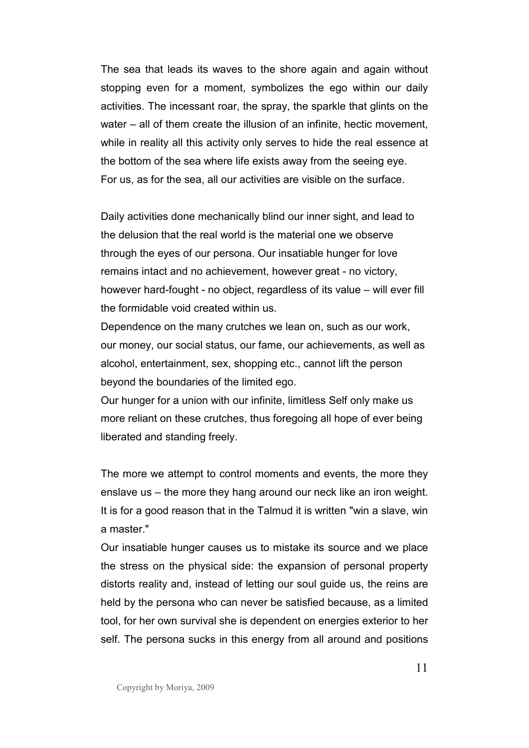The sea that leads its waves to the shore again and again without stopping even for a moment, symbolizes the ego within our daily activities. The incessant roar, the spray, the sparkle that glints on the water – all of them create the illusion of an infinite, hectic movement, while in reality all this activity only serves to hide the real essence at the bottom of the sea where life exists away from the seeing eye.
For us, as for the sea, all our activities are visible on the surface.

Daily activities done mechanically blind our inner sight, and lead to the delusion that the real world is the material one we observe through the eyes of our persona. Our insatiable hunger for love remains intact and no achievement, however great - no victory, however hard-fought - no object, regardless of its value – will ever fill the formidable void created within us.
Dependence on the many crutches we lean on, such as our work, our money, our social status, our fame, our achievements, as well as alcohol, entertainment, sex, shopping etc., cannot lift the person beyond the boundaries of the limited ego.
Our hunger for a union with our infinite, limitless Self only make us more reliant on these crutches, thus foregoing all hope of ever being liberated and standing freely.

The more we attempt to control moments and events, the more they enslave us – the more they hang around our neck like an iron weight. It is for a good reason that in the Talmud it is written "win a slave, win a master."
Our insatiable hunger causes us to mistake its source and we place the stress on the physical side: the expansion of personal property distorts reality and, instead of letting our soul guide us, the reins are held by the persona who can never be satisfied because, as a limited tool, for her own survival she is dependent on energies exterior to her self. The persona sucks in this energy from all around and positions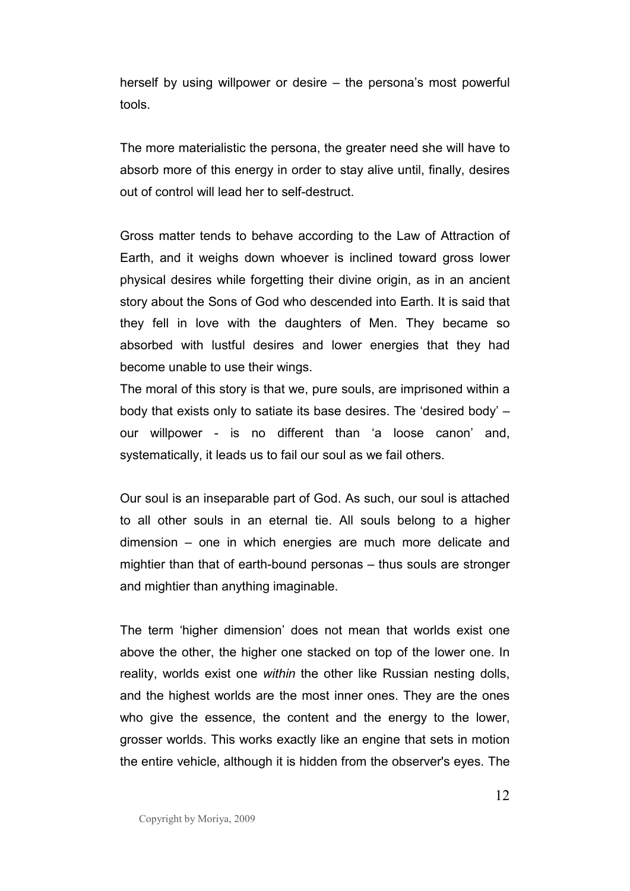herself by using willpower or desire – the persona's most powerful tools.

The more materialistic the persona, the greater need she will have to absorb more of this energy in order to stay alive until, finally, desires out of control will lead her to self-destruct.

Gross matter tends to behave according to the Law of Attraction of Earth, and it weighs down whoever is inclined toward gross lower physical desires while forgetting their divine origin, as in an ancient story about the Sons of God who descended into Earth. It is said that they fell in love with the daughters of Men. They became so absorbed with lustful desires and lower energies that they had become unable to use their wings.
The moral of this story is that we, pure souls, are imprisoned within a body that exists only to satiate its base desires. The 'desired body' – our willpower - is no different than 'a loose canon' and, systematically, it leads us to fail our soul as we fail others.

Our soul is an inseparable part of God. As such, our soul is attached to all other souls in an eternal tie. All souls belong to a higher dimension – one in which energies are much more delicate and mightier than that of earth-bound personas – thus souls are stronger and mightier than anything imaginable.

The term 'higher dimension' does not mean that worlds exist one above the other, the higher one stacked on top of the lower one. In reality, worlds exist one *within* the other like Russian nesting dolls, and the highest worlds are the most inner ones. They are the ones who give the essence, the content and the energy to the lower, grosser worlds. This works exactly like an engine that sets in motion the entire vehicle, although it is hidden from the observer's eyes. The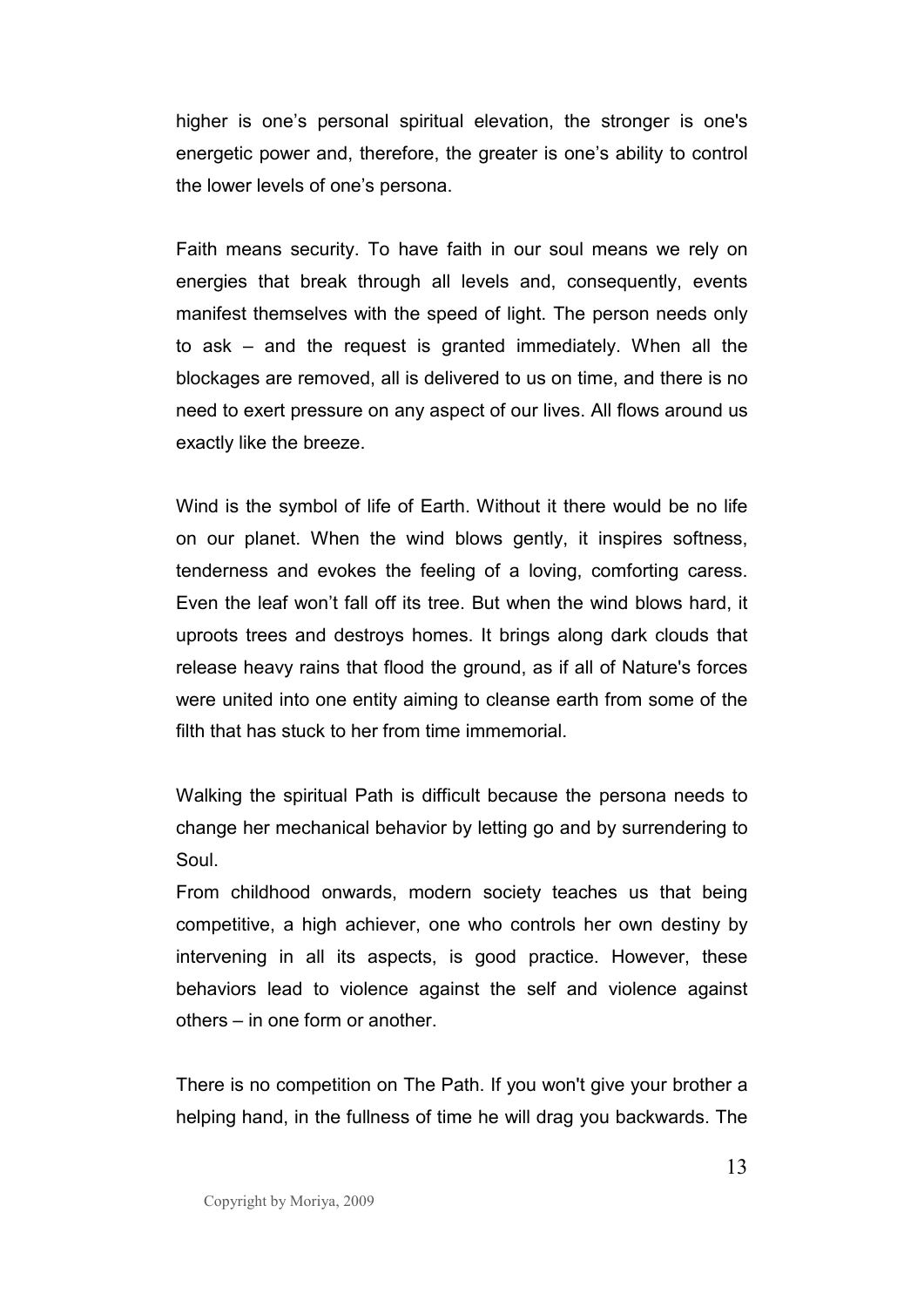higher is one's personal spiritual elevation, the stronger is one's energetic power and, therefore, the greater is one's ability to control the lower levels of one's persona.

Faith means security. To have faith in our soul means we rely on energies that break through all levels and, consequently, events manifest themselves with the speed of light. The person needs only to ask – and the request is granted immediately. When all the blockages are removed, all is delivered to us on time, and there is no need to exert pressure on any aspect of our lives. All flows around us exactly like the breeze.

Wind is the symbol of life of Earth. Without it there would be no life on our planet. When the wind blows gently, it inspires softness, tenderness and evokes the feeling of a loving, comforting caress. Even the leaf won't fall off its tree. But when the wind blows hard, it uproots trees and destroys homes. It brings along dark clouds that release heavy rains that flood the ground, as if all of Nature's forces were united into one entity aiming to cleanse earth from some of the filth that has stuck to her from time immemorial.

Walking the spiritual Path is difficult because the persona needs to change her mechanical behavior by letting go and by surrendering to Soul.

From childhood onwards, modern society teaches us that being competitive, a high achiever, one who controls her own destiny by intervening in all its aspects, is good practice. However, these behaviors lead to violence against the self and violence against others – in one form or another.

There is no competition on The Path. If you won't give your brother a helping hand, in the fullness of time he will drag you backwards. The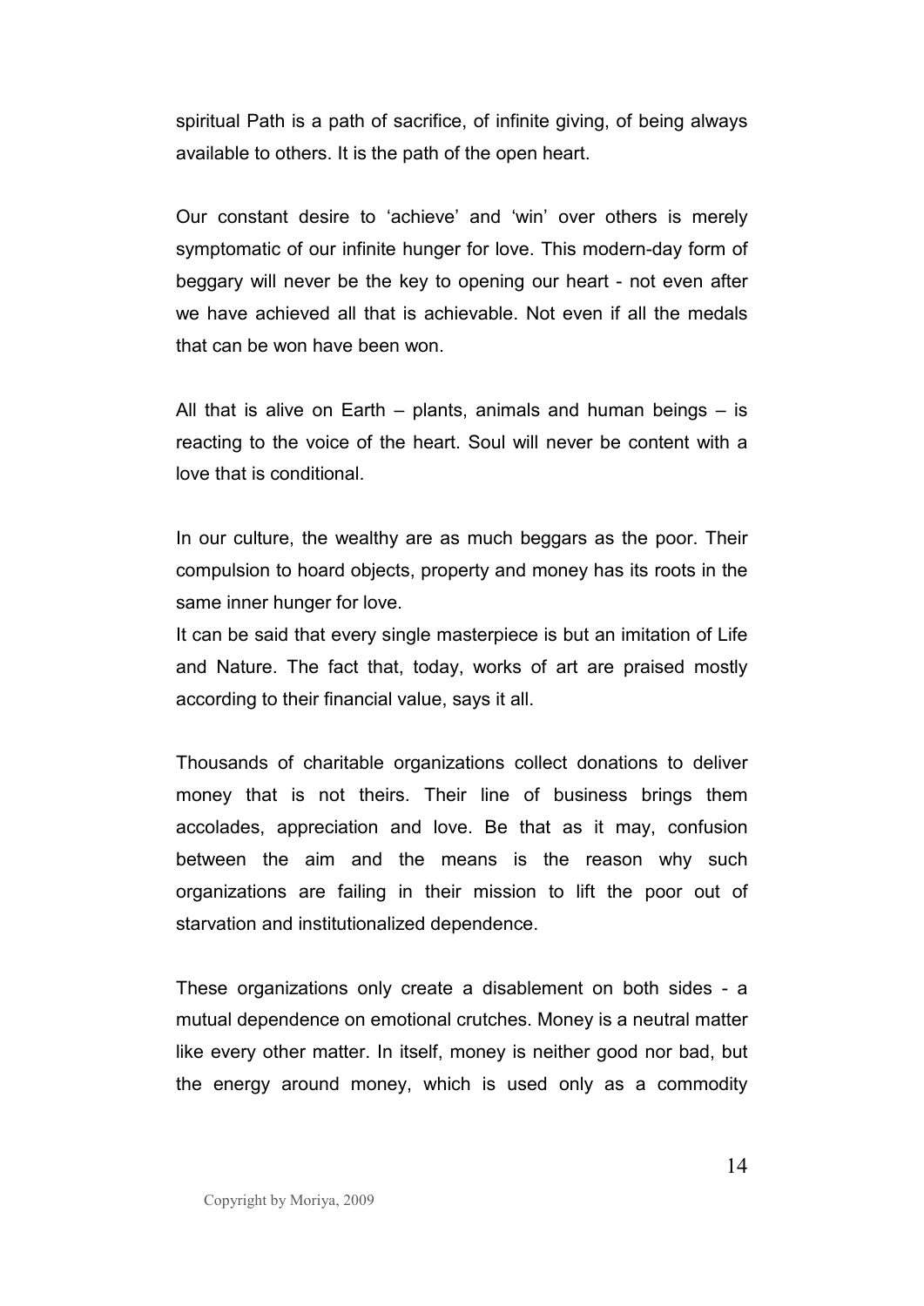spiritual Path is a path of sacrifice, of infinite giving, of being always available to others. It is the path of the open heart.

Our constant desire to 'achieve' and 'win' over others is merely symptomatic of our infinite hunger for love. This modern-day form of beggary will never be the key to opening our heart - not even after we have achieved all that is achievable. Not even if all the medals that can be won have been won.

All that is alive on Earth – plants, animals and human beings – is reacting to the voice of the heart. Soul will never be content with a love that is conditional.

In our culture, the wealthy are as much beggars as the poor. Their compulsion to hoard objects, property and money has its roots in the same inner hunger for love.

It can be said that every single masterpiece is but an imitation of Life and Nature. The fact that, today, works of art are praised mostly according to their financial value, says it all.

Thousands of charitable organizations collect donations to deliver money that is not theirs. Their line of business brings them accolades, appreciation and love. Be that as it may, confusion between the aim and the means is the reason why such organizations are failing in their mission to lift the poor out of starvation and institutionalized dependence.

These organizations only create a disablement on both sides - a mutual dependence on emotional crutches. Money is a neutral matter like every other matter. In itself, money is neither good nor bad, but the energy around money, which is used only as a commodity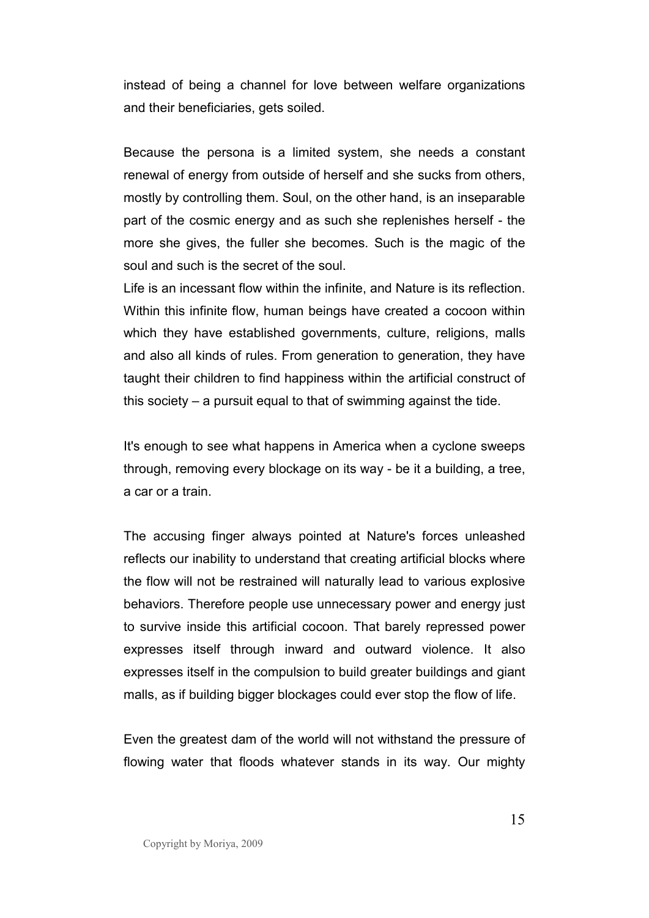instead of being a channel for love between welfare organizations and their beneficiaries, gets soiled.

Because the persona is a limited system, she needs a constant renewal of energy from outside of herself and she sucks from others, mostly by controlling them. Soul, on the other hand, is an inseparable part of the cosmic energy and as such she replenishes herself - the more she gives, the fuller she becomes. Such is the magic of the soul and such is the secret of the soul.

Life is an incessant flow within the infinite, and Nature is its reflection. Within this infinite flow, human beings have created a cocoon within which they have established governments, culture, religions, malls and also all kinds of rules. From generation to generation, they have taught their children to find happiness within the artificial construct of this society – a pursuit equal to that of swimming against the tide.

It's enough to see what happens in America when a cyclone sweeps through, removing every blockage on its way - be it a building, a tree, a car or a train.

The accusing finger always pointed at Nature's forces unleashed reflects our inability to understand that creating artificial blocks where the flow will not be restrained will naturally lead to various explosive behaviors. Therefore people use unnecessary power and energy just to survive inside this artificial cocoon. That barely repressed power expresses itself through inward and outward violence. It also expresses itself in the compulsion to build greater buildings and giant malls, as if building bigger blockages could ever stop the flow of life.

Even the greatest dam of the world will not withstand the pressure of flowing water that floods whatever stands in its way. Our mighty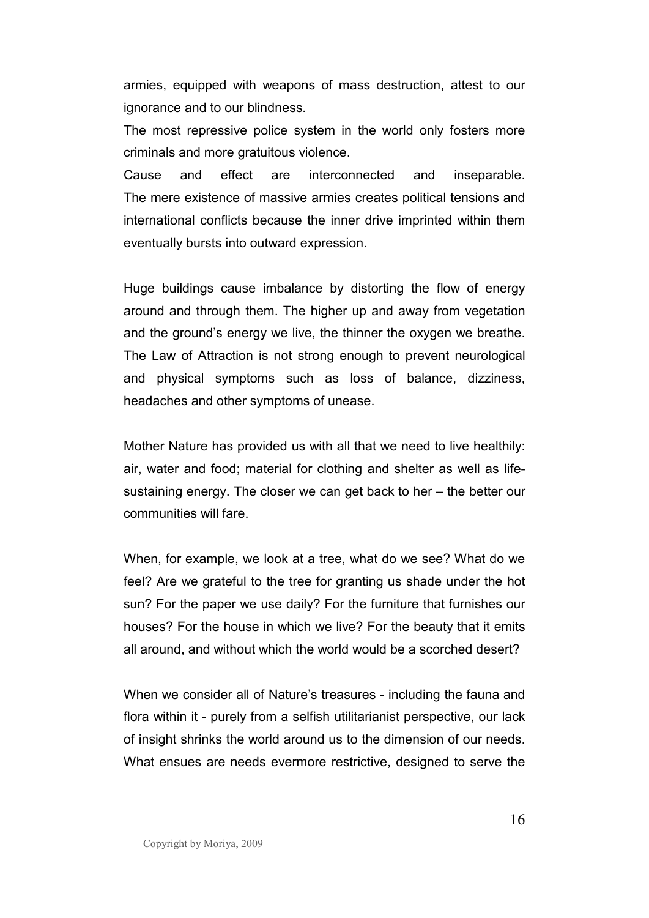armies, equipped with weapons of mass destruction, attest to our ignorance and to our blindness.

The most repressive police system in the world only fosters more criminals and more gratuitous violence.

Cause and effect are interconnected and inseparable. The mere existence of massive armies creates political tensions and international conflicts because the inner drive imprinted within them eventually bursts into outward expression.

Huge buildings cause imbalance by distorting the flow of energy around and through them. The higher up and away from vegetation and the ground's energy we live, the thinner the oxygen we breathe. The Law of Attraction is not strong enough to prevent neurological and physical symptoms such as loss of balance, dizziness, headaches and other symptoms of unease.

Mother Nature has provided us with all that we need to live healthily: air, water and food; material for clothing and shelter as well as life-sustaining energy. The closer we can get back to her – the better our communities will fare.

When, for example, we look at a tree, what do we see? What do we feel? Are we grateful to the tree for granting us shade under the hot sun? For the paper we use daily? For the furniture that furnishes our houses? For the house in which we live? For the beauty that it emits all around, and without which the world would be a scorched desert?

When we consider all of Nature's treasures - including the fauna and flora within it - purely from a selfish utilitarianist perspective, our lack of insight shrinks the world around us to the dimension of our needs. What ensues are needs evermore restrictive, designed to serve the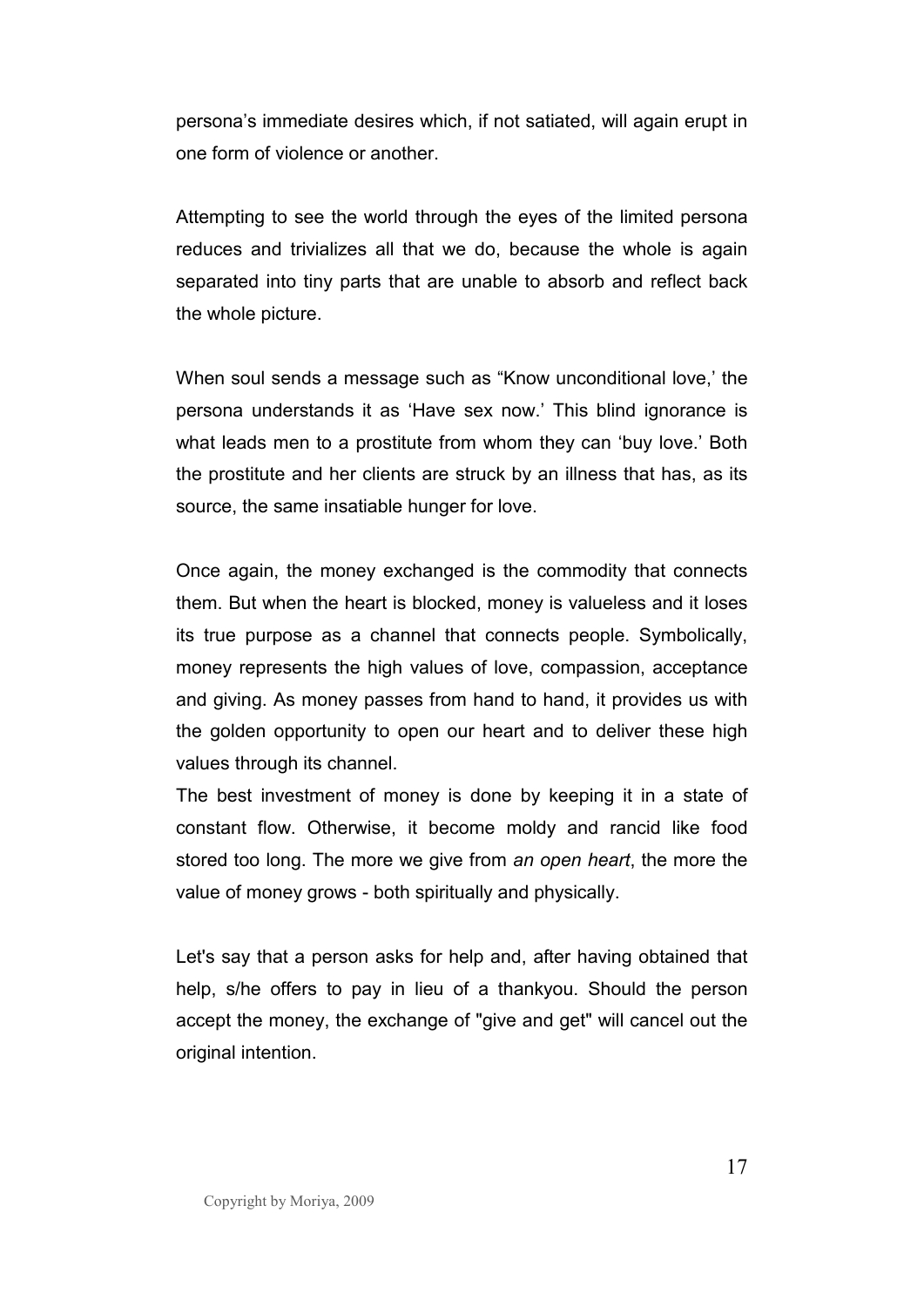persona’s immediate desires which, if not satiated, will again erupt in one form of violence or another.

Attempting to see the world through the eyes of the limited persona reduces and trivializes all that we do, because the whole is again separated into tiny parts that are unable to absorb and reflect back the whole picture.

When soul sends a message such as “Know unconditional love,’ the persona understands it as ‘Have sex now.’ This blind ignorance is what leads men to a prostitute from whom they can ‘buy love.’ Both the prostitute and her clients are struck by an illness that has, as its source, the same insatiable hunger for love.

Once again, the money exchanged is the commodity that connects them. But when the heart is blocked, money is valueless and it loses its true purpose as a channel that connects people. Symbolically, money represents the high values of love, compassion, acceptance and giving. As money passes from hand to hand, it provides us with the golden opportunity to open our heart and to deliver these high values through its channel.

The best investment of money is done by keeping it in a state of constant flow. Otherwise, it become moldy and rancid like food stored too long. The more we give from *an open heart*, the more the value of money grows - both spiritually and physically.

Let's say that a person asks for help and, after having obtained that help, s/he offers to pay in lieu of a thankyou. Should the person accept the money, the exchange of "give and get" will cancel out the original intention.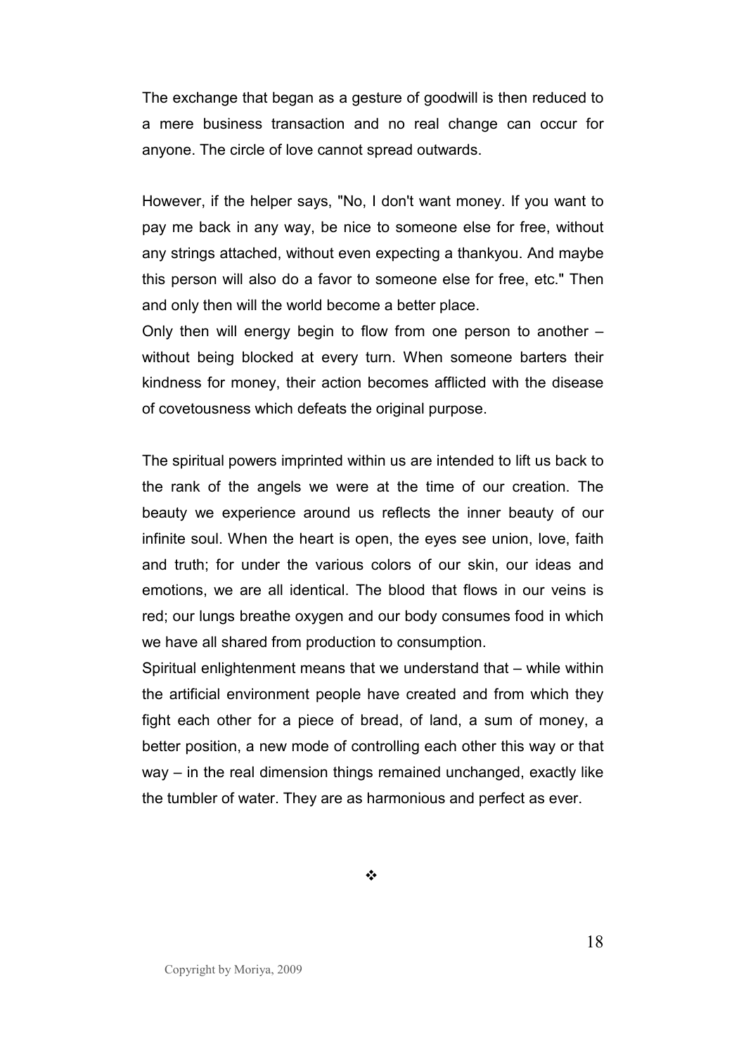The exchange that began as a gesture of goodwill is then reduced to a mere business transaction and no real change can occur for anyone. The circle of love cannot spread outwards.

However, if the helper says, "No, I don't want money. If you want to pay me back in any way, be nice to someone else for free, without any strings attached, without even expecting a thankyou. And maybe this person will also do a favor to someone else for free, etc." Then and only then will the world become a better place.

Only then will energy begin to flow from one person to another – without being blocked at every turn. When someone barters their kindness for money, their action becomes afflicted with the disease of covetousness which defeats the original purpose.

The spiritual powers imprinted within us are intended to lift us back to the rank of the angels we were at the time of our creation. The beauty we experience around us reflects the inner beauty of our infinite soul. When the heart is open, the eyes see union, love, faith and truth; for under the various colors of our skin, our ideas and emotions, we are all identical. The blood that flows in our veins is red; our lungs breathe oxygen and our body consumes food in which we have all shared from production to consumption.

Spiritual enlightenment means that we understand that – while within the artificial environment people have created and from which they fight each other for a piece of bread, of land, a sum of money, a better position, a new mode of controlling each other this way or that way – in the real dimension things remained unchanged, exactly like the tumbler of water. They are as harmonious and perfect as ever.

❖

Copyright by Moriya, 2009